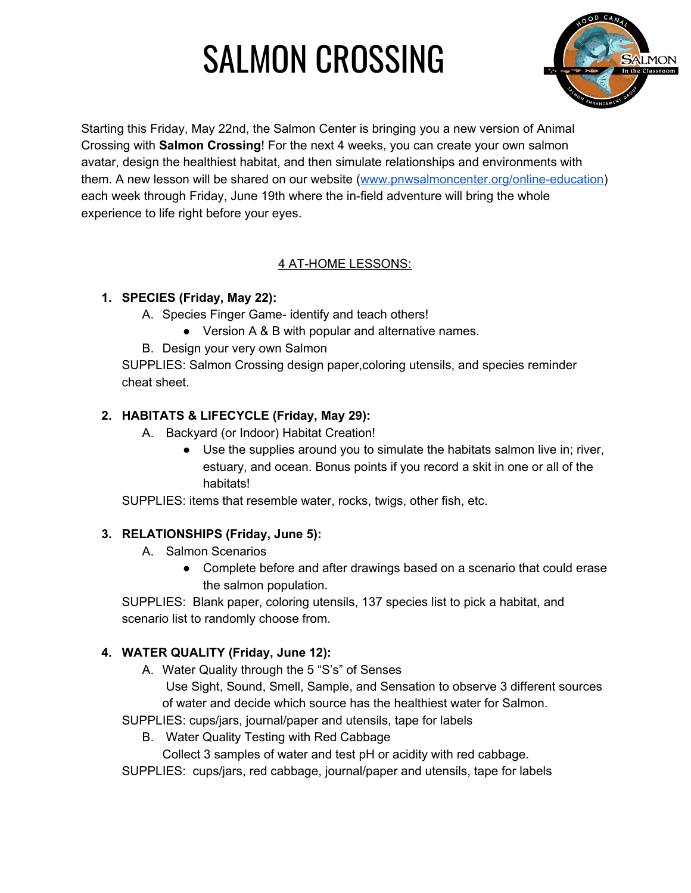# SALMON CROSSING

Starting this Friday, May 22nd, the Salmon Center is bringing you a new version of Animal Crossing with **Salmon Crossing**! For the next 4 weeks, you can create your own salmon avatar, design the healthiest habitat, and then simulate relationships and environments with them. A new lesson will be shared on our website ([www.pnwsalmoncenter.org/online-education](www.pnwsalmoncenter.org/online-education)) each week through Friday, June 19th where the in-field adventure will bring the whole experience to life right before your eyes.

## 4 AT-HOME LESSONS:

1. **SPECIES (Friday, May 22):**
   A. Species Finger Game- identify and teach others!
      - Version A & B with popular and alternative names.

   B. Design your very own Salmon

   SUPPLIES: Salmon Crossing design paper,coloring utensils, and species reminder cheat sheet.

2. **HABITATS & LIFECYCLE (Friday, May 29):**
   A. Backyard (or Indoor) Habitat Creation!
      - Use the supplies around you to simulate the habitats salmon live in; river, estuary, and ocean. Bonus points if you record a skit in one or all of the habitats!

   SUPPLIES: items that resemble water, rocks, twigs, other fish, etc.

3. **RELATIONSHIPS (Friday, June 5):**
   A. Salmon Scenarios
      - Complete before and after drawings based on a scenario that could erase the salmon population.

   SUPPLIES: Blank paper, coloring utensils, 137 species list to pick a habitat, and scenario list to randomly choose from.

4. **WATER QUALITY (Friday, June 12):**
   A. Water Quality through the 5 "S's" of Senses
      Use Sight, Sound, Smell, Sample, and Sensation to observe 3 different sources of water and decide which source has the healthiest water for Salmon.

   SUPPLIES: cups/jars, journal/paper and utensils, tape for labels

   B. Water Quality Testing with Red Cabbage
      Collect 3 samples of water and test pH or acidity with red cabbage.

   SUPPLIES: cups/jars, red cabbage, journal/paper and utensils, tape for labels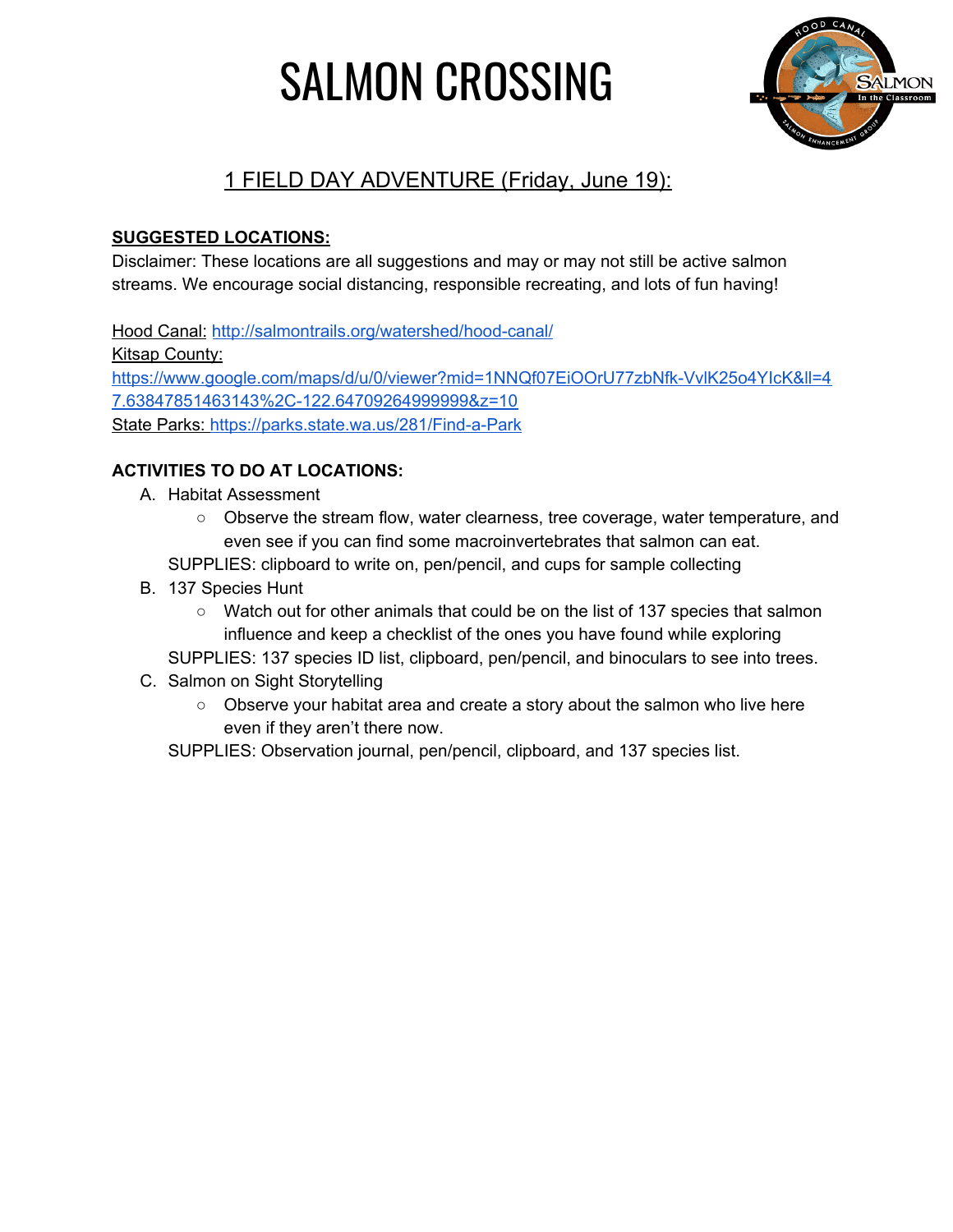# SALMON CROSSING

## 1 FIELD DAY ADVENTURE (Friday, June 19):

**SUGGESTED LOCATIONS:**

Disclaimer: These locations are all suggestions and may or may not still be active salmon streams. We encourage social distancing, responsible recreating, and lots of fun having!

Hood Canal: http://salmontrails.org/watershed/hood-canal/

Kitsap County: https://www.google.com/maps/d/u/0/viewer?mid=1NNQf07EiOOrU77zbNfk-VvlK25o4YIcK&ll=47.63847851463143%2C-122.64709264999999&z=10

State Parks: https://parks.state.wa.us/281/Find-a-Park

**ACTIVITIES TO DO AT LOCATIONS:**

A. Habitat Assessment
   - Observe the stream flow, water clearness, tree coverage, water temperature, and even see if you can find some macroinvertebrates that salmon can eat.

   SUPPLIES: clipboard to write on, pen/pencil, and cups for sample collecting

B. 137 Species Hunt
   - Watch out for other animals that could be on the list of 137 species that salmon influence and keep a checklist of the ones you have found while exploring

   SUPPLIES: 137 species ID list, clipboard, pen/pencil, and binoculars to see into trees.

C. Salmon on Sight Storytelling
   - Observe your habitat area and create a story about the salmon who live here even if they aren't there now.

   SUPPLIES: Observation journal, pen/pencil, clipboard, and 137 species list.